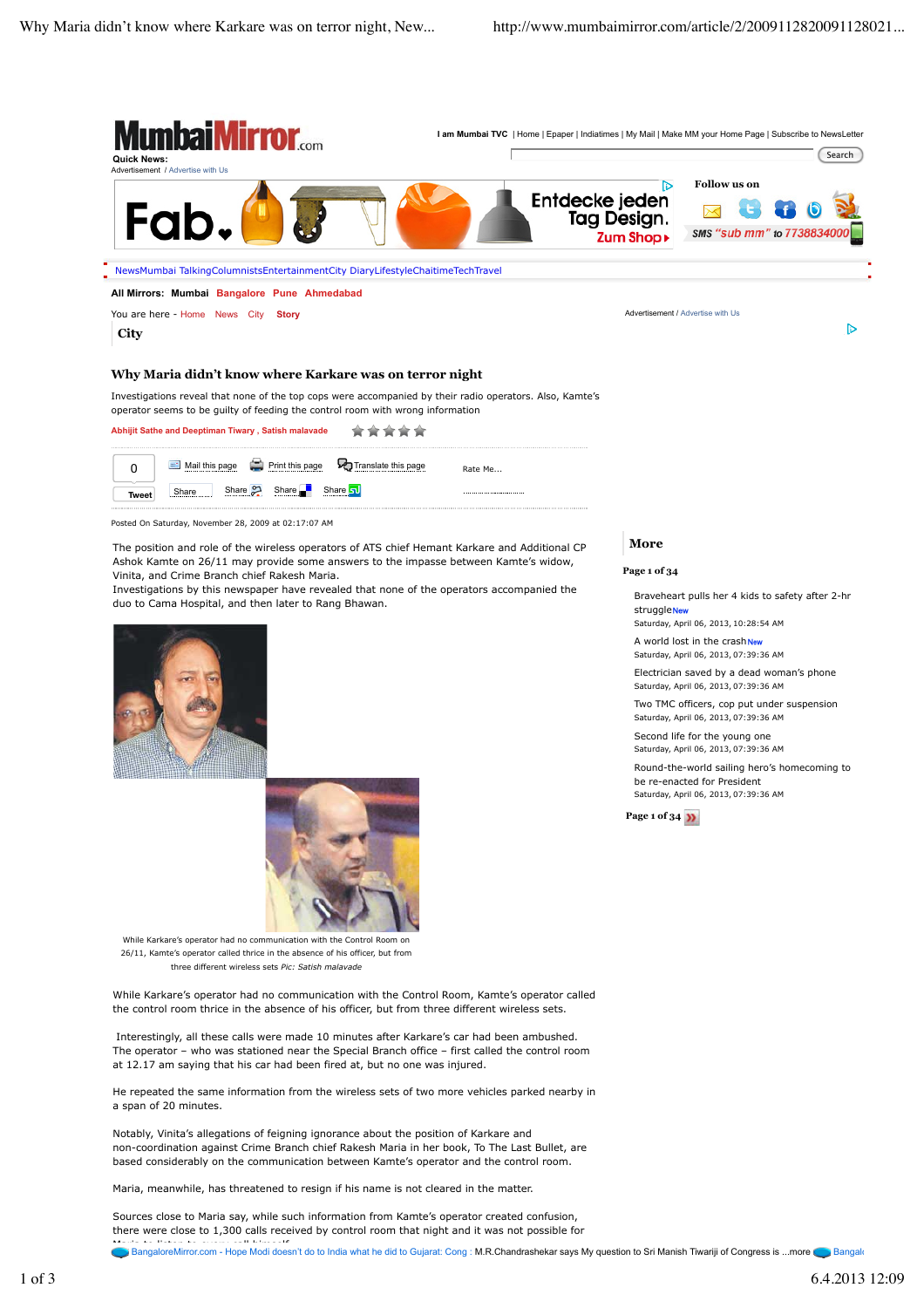# Why Maria didn't know where Karkare was on terror night

Investigations reveal that none of the top cops were accompanied by their radio operators. Also, Kamte's operator seems to be guilty of feeding the control room with wrong information

Abhijit Sathe and Deeptiman Tiwary , Satish malavade

Posted On Saturday, November 28, 2009 at 02:17:07 AM

The position and role of the wireless operators of ATS chief Hemant Karkare and Additional CP Ashok Kamte on 26/11 may provide some answers to the impasse between Kamte's widow, Vinita, and Crime Branch chief Rakesh Maria.

Investigations by this newspaper have revealed that none of the operators accompanied the duo to Cama Hospital, and then later to Rang Bhawan.

While Karkare's operator had no communication with the Control Room on 26/11, Kamte's operator called thrice in the absence of his officer, but from three different wireless sets *Pic: Satish malavade*

While Karkare's operator had no communication with the Control Room, Kamte's operator called the control room thrice in the absence of his officer, but from three different wireless sets.

Interestingly, all these calls were made 10 minutes after Karkare's car had been ambushed. The operator – who was stationed near the Special Branch office – first called the control room at 12.17 am saying that his car had been fired at, but no one was injured.

He repeated the same information from the wireless sets of two more vehicles parked nearby in a span of 20 minutes.

Notably, Vinita's allegations of feigning ignorance about the position of Karkare and non-coordination against Crime Branch chief Rakesh Maria in her book, To The Last Bullet, are based considerably on the communication between Kamte's operator and the control room.

Maria, meanwhile, has threatened to resign if his name is not cleared in the matter.

Sources close to Maria say, while such information from Kamte's operator created confusion, there were close to 1,300 calls received by control room that night and it was not possible for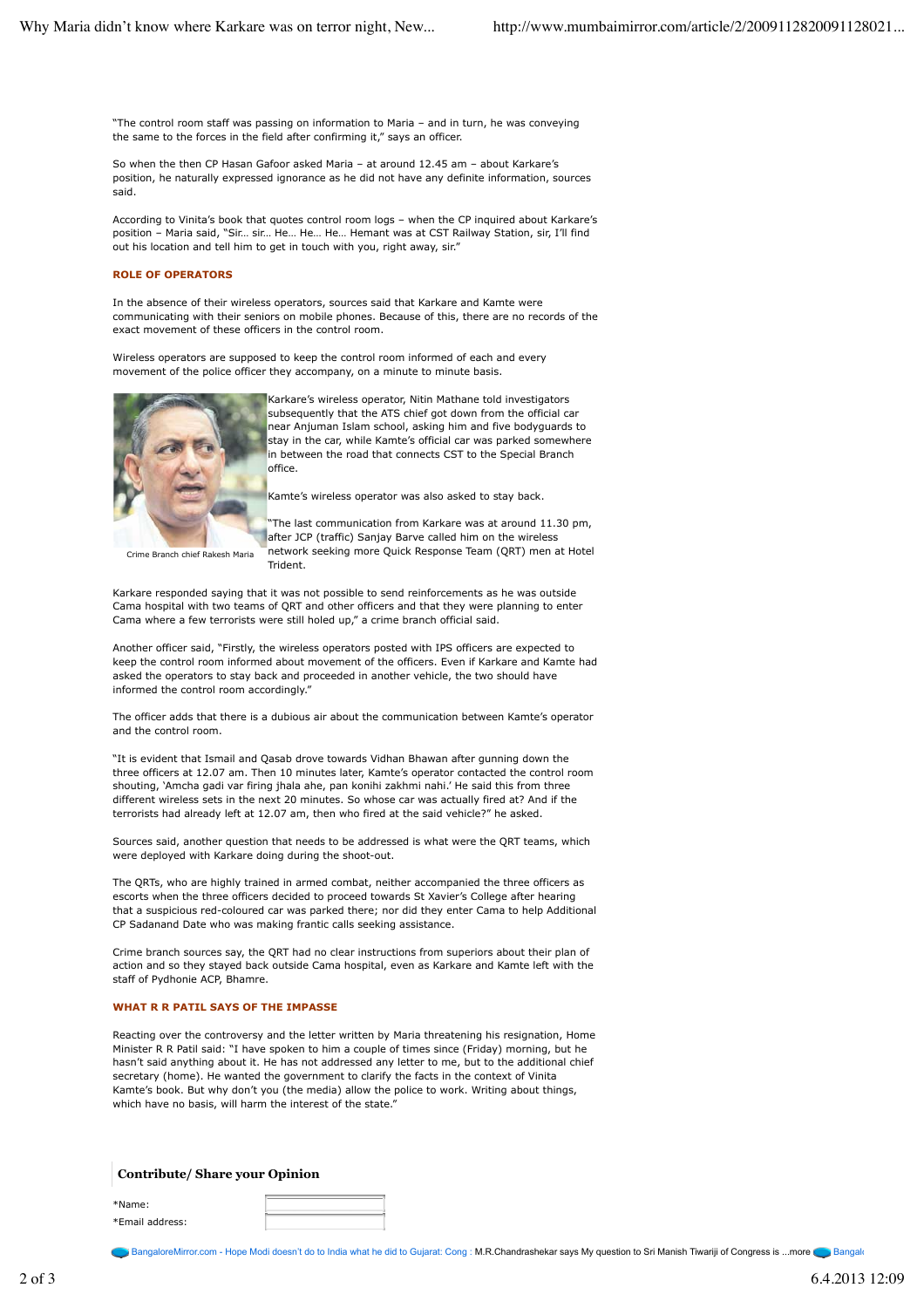"The control room staff was passing on information to Maria – and in turn, he was conveying the same to the forces in the field after confirming it," says an officer.

So when the then CP Hasan Gafoor asked Maria – at around 12.45 am – about Karkare's position, he naturally expressed ignorance as he did not have any definite information, sources said.

According to Vinita's book that quotes control room logs – when the CP inquired about Karkare's position – Maria said, "Sir... sir... He... He... He... Hemant was at CST Railway Station, sir, I'll find out his location and tell him to get in touch with you, right away, sir."

### ROLE OF OPERATORS

In the absence of their wireless operators, sources said that Karkare and Kamte were communicating with their seniors on mobile phones. Because of this, there are no records of the exact movement of these officers in the control room.

Wireless operators are supposed to keep the control room informed of each and every movement of the police officer they accompany, on a minute to minute basis.

Crime Branch chief Rakesh Maria

Karkare's wireless operator, Nitin Mathane told investigators subsequently that the ATS chief got down from the official car near Anjuman Islam school, asking him and five bodyguards to stay in the car, while Kamte's official car was parked somewhere in between the road that connects CST to the Special Branch office.

Kamte's wireless operator was also asked to stay back.

"The last communication from Karkare was at around 11.30 pm, after JCP (traffic) Sanjay Barve called him on the wireless network seeking more Quick Response Team (QRT) men at Hotel Trident.

Karkare responded saying that it was not possible to send reinforcements as he was outside Cama hospital with two teams of QRT and other officers and that they were planning to enter Cama where a few terrorists were still holed up," a crime branch official said.

Another officer said, "Firstly, the wireless operators posted with IPS officers are expected to keep the control room informed about movement of the officers. Even if Karkare and Kamte had asked the operators to stay back and proceeded in another vehicle, the two should have informed the control room accordingly."

The officer adds that there is a dubious air about the communication between Kamte's operator and the control room.

"It is evident that Ismail and Qasab drove towards Vidhan Bhawan after gunning down the three officers at 12.07 am. Then 10 minutes later, Kamte's operator contacted the control room shouting, 'Amcha gadi var firing jhala ahe, pan konihi zakhmi nahi.' He said this from three different wireless sets in the next 20 minutes. So whose car was actually fired at? And if the terrorists had already left at 12.07 am, then who fired at the said vehicle?" he asked.

Sources said, another question that needs to be addressed is what were the QRT teams, which were deployed with Karkare doing during the shoot-out.

The QRTs, who are highly trained in armed combat, neither accompanied the three officers as escorts when the three officers decided to proceed towards St Xavier's College after hearing that a suspicious red-coloured car was parked there; nor did they enter Cama to help Additional CP Sadanand Date who was making frantic calls seeking assistance.

Crime branch sources say, the QRT had no clear instructions from superiors about their plan of action and so they stayed back outside Cama hospital, even as Karkare and Kamte left with the staff of Pydhonie ACP, Bhamre.

### WHAT R R PATIL SAYS OF THE IMPASSE

Reacting over the controversy and the letter written by Maria threatening his resignation, Home Minister R R Patil said: "I have spoken to him a couple of times since (Friday) morning, but he hasn't said anything about it. He has not addressed any letter to me, but to the additional chief secretary (home). He wanted the government to clarify the facts in the context of Vinita Kamte's book. But why don't you (the media) allow the police to work. Writing about things, which have no basis, will harm the interest of the state."

**Contribute/ Share your Opinion**

*Name:

*Email address:

BangaloreMirror.com - Hope Modi doesn't do to India what he did to Gujarat: Cong : M.R.Chandrashekar says My question to Sri Manish Tiwariji of Congress is ...more Bangal